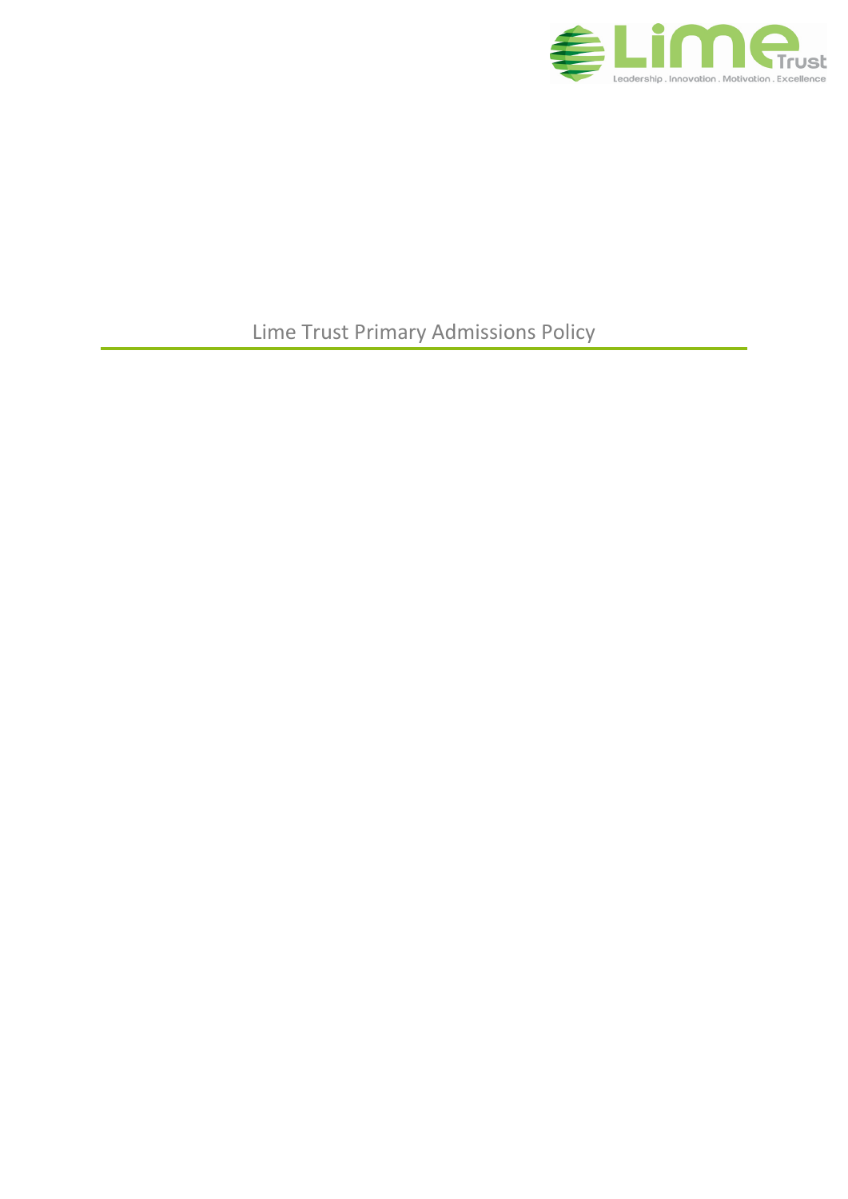# Lime Trust Primary Admissions Policy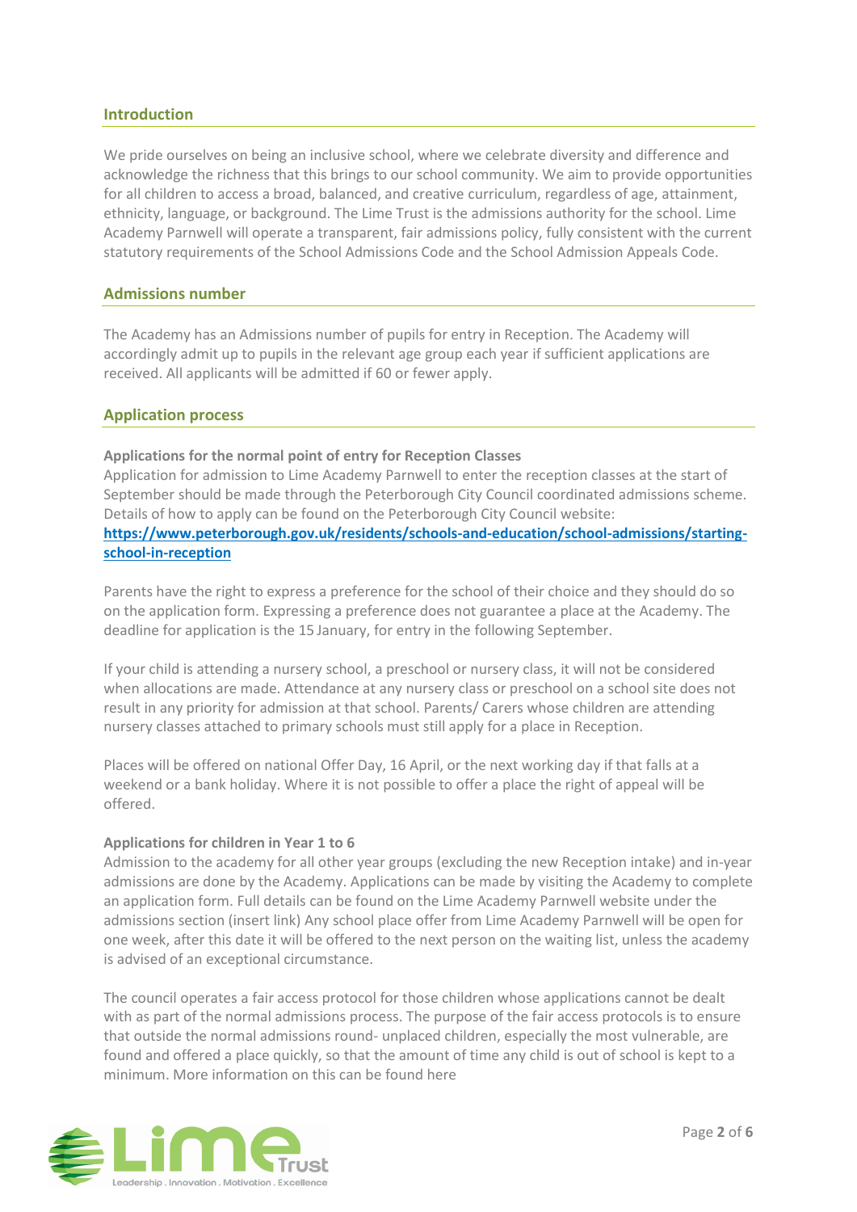## Introduction

We pride ourselves on being an inclusive school, where we celebrate diversity and difference and acknowledge the richness that this brings to our school community. We aim to provide opportunities for all children to access a broad, balanced, and creative curriculum, regardless of age, attainment, ethnicity, language, or background. The Lime Trust is the admissions authority for the school. Lime Academy Parnwell will operate a transparent, fair admissions policy, fully consistent with the current statutory requirements of the School Admissions Code and the School Admission Appeals Code.

## Admissions number

The Academy has an Admissions number of pupils for entry in Reception. The Academy will accordingly admit up to pupils in the relevant age group each year if sufficient applications are received. All applicants will be admitted if 60 or fewer apply.

## Application process

**Applications for the normal point of entry for Reception Classes**

Application for admission to Lime Academy Parnwell to enter the reception classes at the start of September should be made through the Peterborough City Council coordinated admissions scheme. Details of how to apply can be found on the Peterborough City Council website: **https://www.peterborough.gov.uk/residents/schools-and-education/school-admissions/starting-school-in-reception**

Parents have the right to express a preference for the school of their choice and they should do so on the application form. Expressing a preference does not guarantee a place at the Academy. The deadline for application is the 15 January, for entry in the following September.

If your child is attending a nursery school, a preschool or nursery class, it will not be considered when allocations are made. Attendance at any nursery class or preschool on a school site does not result in any priority for admission at that school. Parents/ Carers whose children are attending nursery classes attached to primary schools must still apply for a place in Reception.

Places will be offered on national Offer Day, 16 April, or the next working day if that falls at a weekend or a bank holiday. Where it is not possible to offer a place the right of appeal will be offered.

**Applications for children in Year 1 to 6**

Admission to the academy for all other year groups (excluding the new Reception intake) and in-year admissions are done by the Academy. Applications can be made by visiting the Academy to complete an application form. Full details can be found on the Lime Academy Parnwell website under the admissions section (insert link) Any school place offer from Lime Academy Parnwell will be open for one week, after this date it will be offered to the next person on the waiting list, unless the academy is advised of an exceptional circumstance.

The council operates a fair access protocol for those children whose applications cannot be dealt with as part of the normal admissions process. The purpose of the fair access protocols is to ensure that outside the normal admissions round- unplaced children, especially the most vulnerable, are found and offered a place quickly, so that the amount of time any child is out of school is kept to a minimum. More information on this can be found here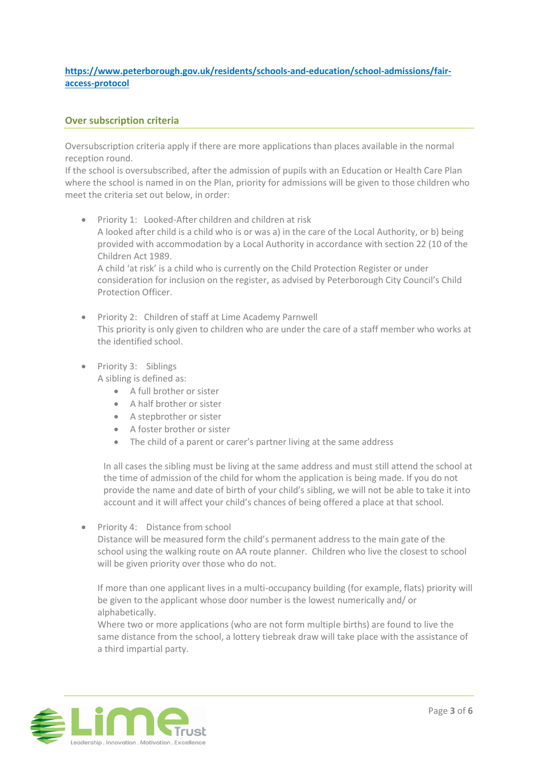[https://www.peterborough.gov.uk/residents/schools-and-education/school-admissions/fair-access-protocol](https://www.peterborough.gov.uk/residents/schools-and-education/school-admissions/fair-access-protocol)

## Over subscription criteria

Oversubscription criteria apply if there are more applications than places available in the normal reception round.
If the school is oversubscribed, after the admission of pupils with an Education or Health Care Plan where the school is named in on the Plan, priority for admissions will be given to those children who meet the criteria set out below, in order:

- Priority 1: Looked-After children and children at risk
  A looked after child is a child who is or was a) in the care of the Local Authority, or b) being provided with accommodation by a Local Authority in accordance with section 22 (10 of the Children Act 1989.
  A child 'at risk' is a child who is currently on the Child Protection Register or under consideration for inclusion on the register, as advised by Peterborough City Council's Child Protection Officer.

- Priority 2: Children of staff at Lime Academy Parnwell
  This priority is only given to children who are under the care of a staff member who works at the identified school.

- Priority 3: Siblings
  A sibling is defined as:
  - A full brother or sister
  - A half brother or sister
  - A stepbrother or sister
  - A foster brother or sister
  - The child of a parent or carer's partner living at the same address

  In all cases the sibling must be living at the same address and must still attend the school at the time of admission of the child for whom the application is being made. If you do not provide the name and date of birth of your child's sibling, we will not be able to take it into account and it will affect your child's chances of being offered a place at that school.

- Priority 4: Distance from school
  Distance will be measured form the child's permanent address to the main gate of the school using the walking route on AA route planner. Children who live the closest to school will be given priority over those who do not.

  If more than one applicant lives in a multi-occupancy building (for example, flats) priority will be given to the applicant whose door number is the lowest numerically and/ or alphabetically.
  Where two or more applications (who are not form multiple births) are found to live the same distance from the school, a lottery tiebreak draw will take place with the assistance of a third impartial party.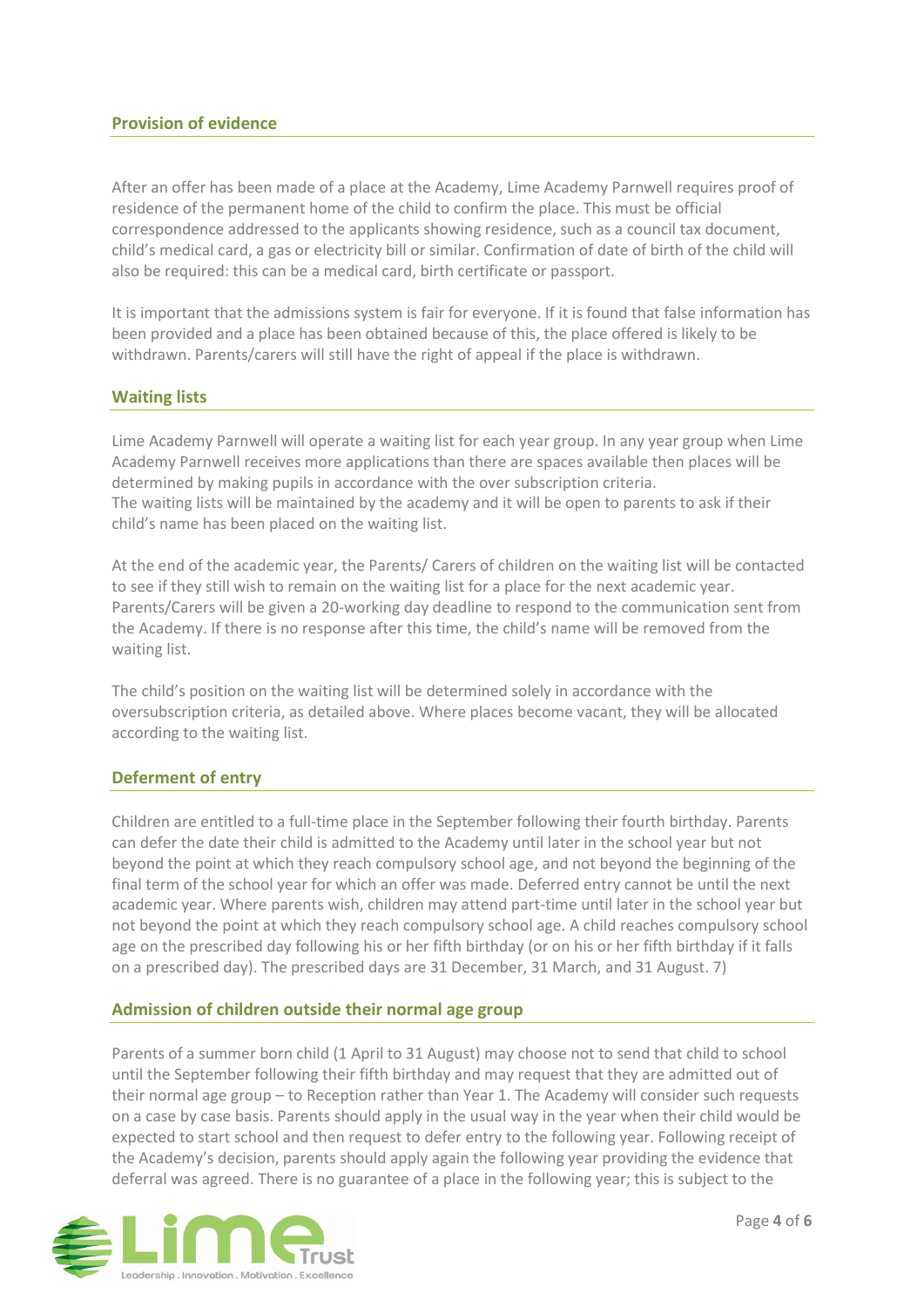## Provision of evidence

After an offer has been made of a place at the Academy, Lime Academy Parnwell requires proof of residence of the permanent home of the child to confirm the place. This must be official correspondence addressed to the applicants showing residence, such as a council tax document, child's medical card, a gas or electricity bill or similar. Confirmation of date of birth of the child will also be required: this can be a medical card, birth certificate or passport.

It is important that the admissions system is fair for everyone. If it is found that false information has been provided and a place has been obtained because of this, the place offered is likely to be withdrawn. Parents/carers will still have the right of appeal if the place is withdrawn.

## Waiting lists

Lime Academy Parnwell will operate a waiting list for each year group. In any year group when Lime Academy Parnwell receives more applications than there are spaces available then places will be determined by making pupils in accordance with the over subscription criteria.
The waiting lists will be maintained by the academy and it will be open to parents to ask if their child's name has been placed on the waiting list.

At the end of the academic year, the Parents/ Carers of children on the waiting list will be contacted to see if they still wish to remain on the waiting list for a place for the next academic year. Parents/Carers will be given a 20-working day deadline to respond to the communication sent from the Academy. If there is no response after this time, the child's name will be removed from the waiting list.

The child's position on the waiting list will be determined solely in accordance with the oversubscription criteria, as detailed above. Where places become vacant, they will be allocated according to the waiting list.

## Deferment of entry

Children are entitled to a full-time place in the September following their fourth birthday. Parents can defer the date their child is admitted to the Academy until later in the school year but not beyond the point at which they reach compulsory school age, and not beyond the beginning of the final term of the school year for which an offer was made. Deferred entry cannot be until the next academic year. Where parents wish, children may attend part-time until later in the school year but not beyond the point at which they reach compulsory school age. A child reaches compulsory school age on the prescribed day following his or her fifth birthday (or on his or her fifth birthday if it falls on a prescribed day). The prescribed days are 31 December, 31 March, and 31 August. 7)

## Admission of children outside their normal age group

Parents of a summer born child (1 April to 31 August) may choose not to send that child to school until the September following their fifth birthday and may request that they are admitted out of their normal age group – to Reception rather than Year 1. The Academy will consider such requests on a case by case basis. Parents should apply in the usual way in the year when their child would be expected to start school and then request to defer entry to the following year. Following receipt of the Academy's decision, parents should apply again the following year providing the evidence that deferral was agreed. There is no guarantee of a place in the following year; this is subject to the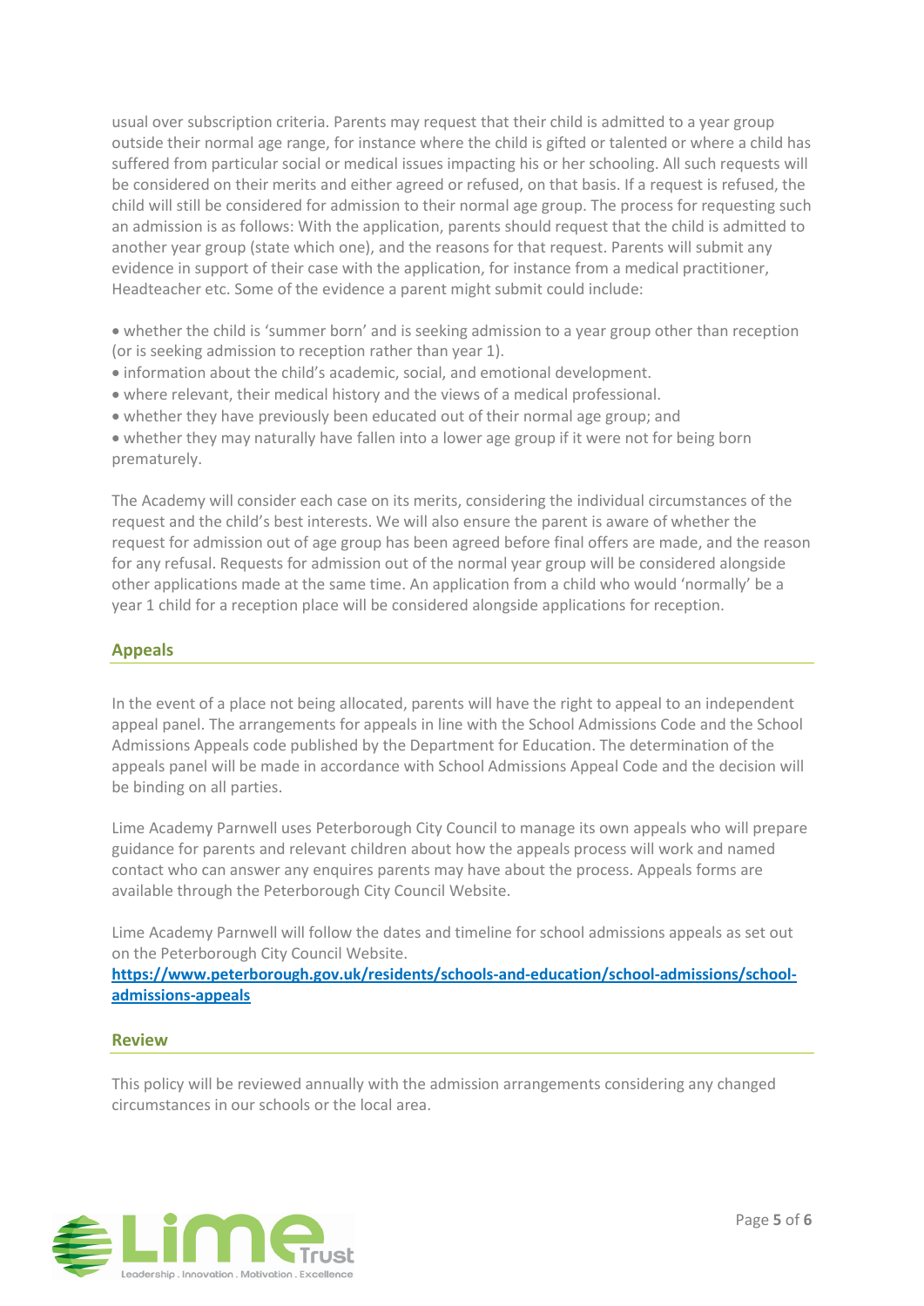usual over subscription criteria. Parents may request that their child is admitted to a year group outside their normal age range, for instance where the child is gifted or talented or where a child has suffered from particular social or medical issues impacting his or her schooling. All such requests will be considered on their merits and either agreed or refused, on that basis. If a request is refused, the child will still be considered for admission to their normal age group. The process for requesting such an admission is as follows: With the application, parents should request that the child is admitted to another year group (state which one), and the reasons for that request. Parents will submit any evidence in support of their case with the application, for instance from a medical practitioner, Headteacher etc. Some of the evidence a parent might submit could include:

- whether the child is 'summer born' and is seeking admission to a year group other than reception (or is seeking admission to reception rather than year 1).
- information about the child's academic, social, and emotional development.
- where relevant, their medical history and the views of a medical professional.
- whether they have previously been educated out of their normal age group; and
- whether they may naturally have fallen into a lower age group if it were not for being born prematurely.

The Academy will consider each case on its merits, considering the individual circumstances of the request and the child's best interests. We will also ensure the parent is aware of whether the request for admission out of age group has been agreed before final offers are made, and the reason for any refusal. Requests for admission out of the normal year group will be considered alongside other applications made at the same time. An application from a child who would 'normally' be a year 1 child for a reception place will be considered alongside applications for reception.

## Appeals

In the event of a place not being allocated, parents will have the right to appeal to an independent appeal panel. The arrangements for appeals in line with the School Admissions Code and the School Admissions Appeals code published by the Department for Education. The determination of the appeals panel will be made in accordance with School Admissions Appeal Code and the decision will be binding on all parties.

Lime Academy Parnwell uses Peterborough City Council to manage its own appeals who will prepare guidance for parents and relevant children about how the appeals process will work and named contact who can answer any enquires parents may have about the process. Appeals forms are available through the Peterborough City Council Website.

Lime Academy Parnwell will follow the dates and timeline for school admissions appeals as set out on the Peterborough City Council Website.
[https://www.peterborough.gov.uk/residents/schools-and-education/school-admissions/school-admissions-appeals](https://www.peterborough.gov.uk/residents/schools-and-education/school-admissions/school-admissions-appeals)

## Review

This policy will be reviewed annually with the admission arrangements considering any changed circumstances in our schools or the local area.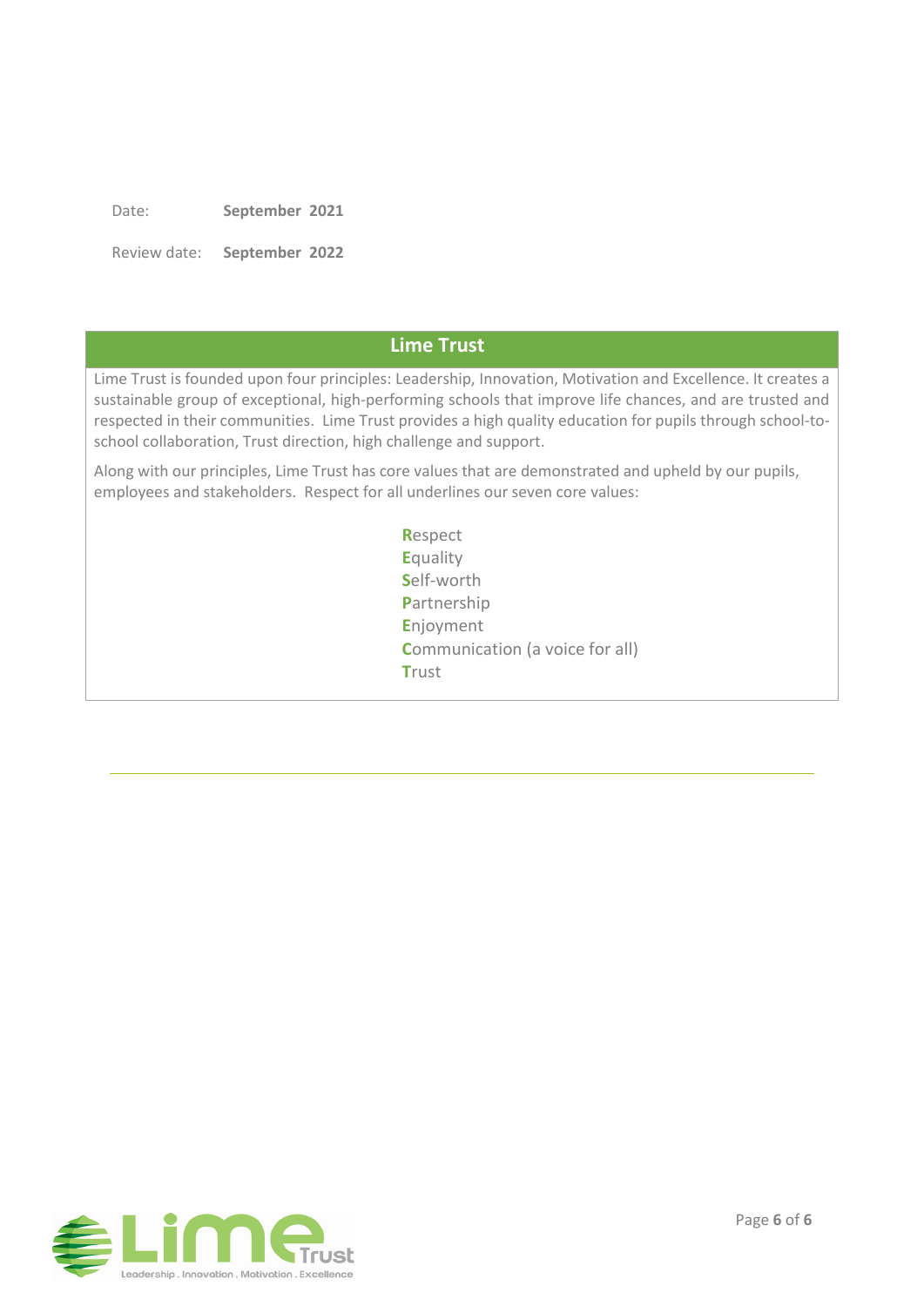Date: **September 2021**

Review date: **September 2022**

## Lime Trust

Lime Trust is founded upon four principles: Leadership, Innovation, Motivation and Excellence. It creates a sustainable group of exceptional, high-performing schools that improve life chances, and are trusted and respected in their communities. Lime Trust provides a high quality education for pupils through school-to-school collaboration, Trust direction, high challenge and support.

Along with our principles, Lime Trust has core values that are demonstrated and upheld by our pupils, employees and stakeholders. Respect for all underlines our seven core values:

**R**espect
**E**quality
**S**elf-worth
**P**artnership
**E**njoyment
**C**ommunication (a voice for all)
**T**rust